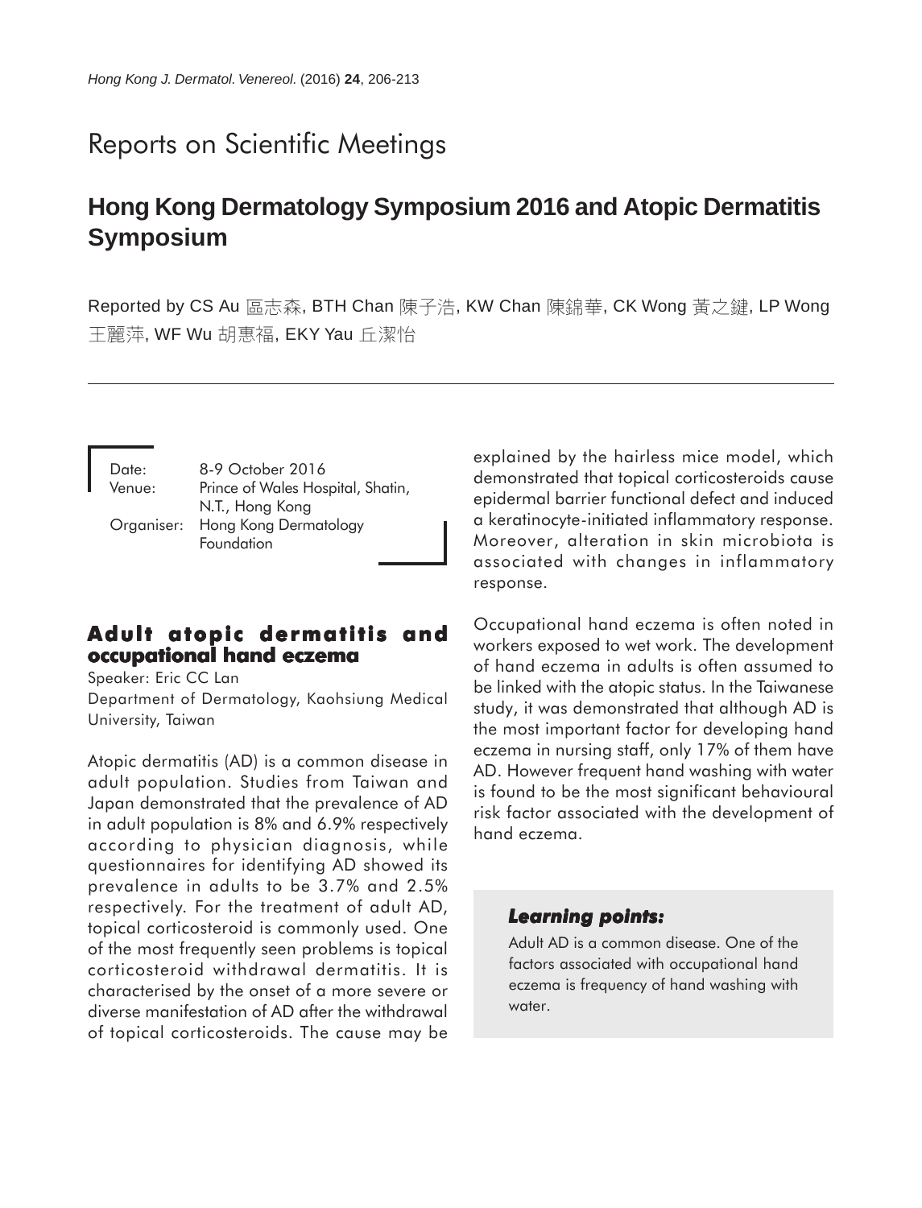# Reports on Scientific Meetings

## Hong Kong Dermatology Symposium 2016 and Atopic Dermatitis Symposium

Reported by CS Au 區志森, BTH Chan 陳子浩, KW Chan 陳錦華, CK Wong 黃之鍵, LP Wong 王麗萍, WF Wu 胡惠福, EKY Yau 丘潔怡

Date: 8-9 October 2016
Venue: Prince of Wales Hospital, Shatin, N.T., Hong Kong
Organiser: Hong Kong Dermatology Foundation

### Adult atopic dermatitis and occupational hand eczema

Speaker: Eric CC Lan
Department of Dermatology, Kaohsiung Medical University, Taiwan

Atopic dermatitis (AD) is a common disease in adult population. Studies from Taiwan and Japan demonstrated that the prevalence of AD in adult population is 8% and 6.9% respectively according to physician diagnosis, while questionnaires for identifying AD showed its prevalence in adults to be 3.7% and 2.5% respectively. For the treatment of adult AD, topical corticosteroid is commonly used. One of the most frequently seen problems is topical corticosteroid withdrawal dermatitis. It is characterised by the onset of a more severe or diverse manifestation of AD after the withdrawal of topical corticosteroids. The cause may be explained by the hairless mice model, which demonstrated that topical corticosteroids cause epidermal barrier functional defect and induced a keratinocyte-initiated inflammatory response. Moreover, alteration in skin microbiota is associated with changes in inflammatory response.

Occupational hand eczema is often noted in workers exposed to wet work. The development of hand eczema in adults is often assumed to be linked with the atopic status. In the Taiwanese study, it was demonstrated that although AD is the most important factor for developing hand eczema in nursing staff, only 17% of them have AD. However frequent hand washing with water is found to be the most significant behavioural risk factor associated with the development of hand eczema.

**Learning points:**

Adult AD is a common disease. One of the factors associated with occupational hand eczema is frequency of hand washing with water.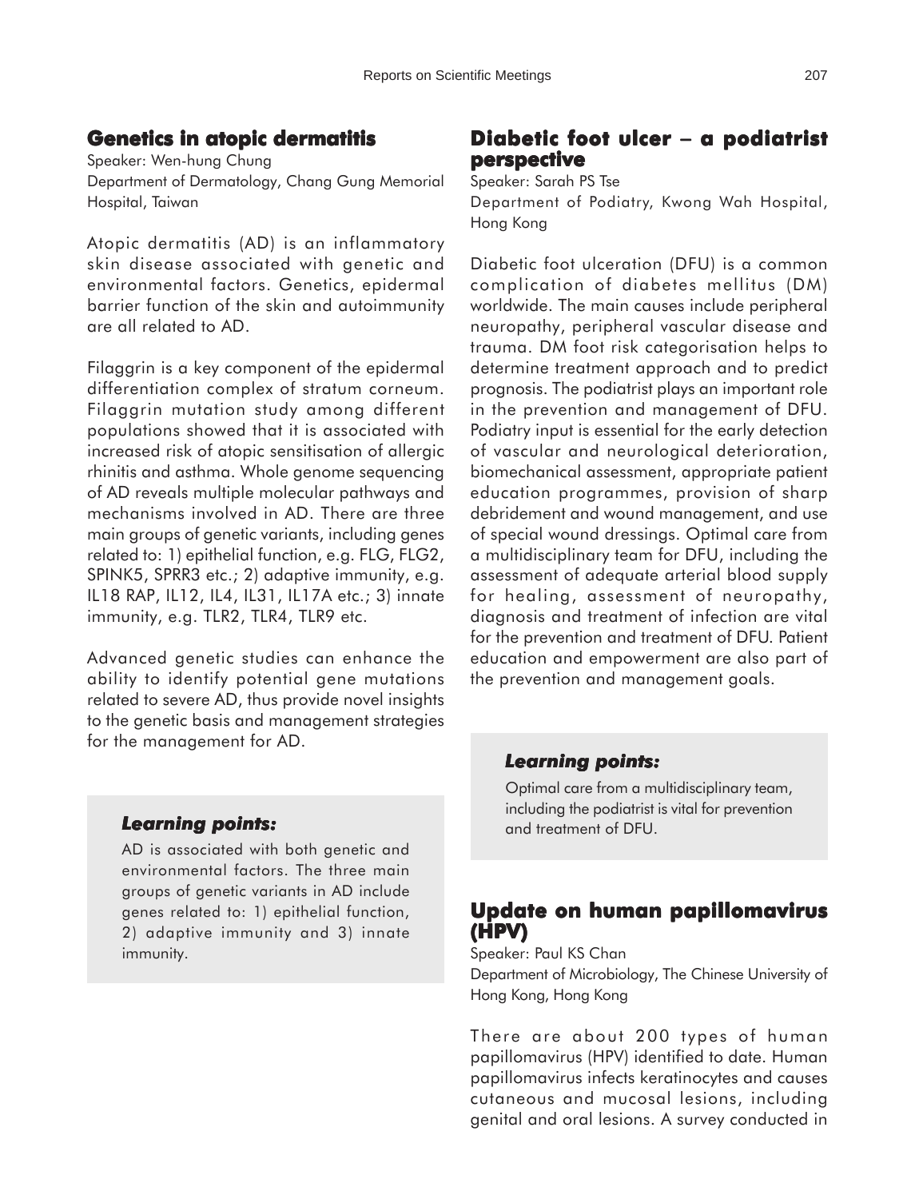## Genetics in atopic dermatitis

Speaker: Wen-hung Chung

Department of Dermatology, Chang Gung Memorial Hospital, Taiwan

Atopic dermatitis (AD) is an inflammatory skin disease associated with genetic and environmental factors. Genetics, epidermal barrier function of the skin and autoimmunity are all related to AD.

Filaggrin is a key component of the epidermal differentiation complex of stratum corneum. Filaggrin mutation study among different populations showed that it is associated with increased risk of atopic sensitisation of allergic rhinitis and asthma. Whole genome sequencing of AD reveals multiple molecular pathways and mechanisms involved in AD. There are three main groups of genetic variants, including genes related to: 1) epithelial function, e.g. FLG, FLG2, SPINK5, SPRR3 etc.; 2) adaptive immunity, e.g. IL18 RAP, IL12, IL4, IL31, IL17A etc.; 3) innate immunity, e.g. TLR2, TLR4, TLR9 etc.

Advanced genetic studies can enhance the ability to identify potential gene mutations related to severe AD, thus provide novel insights to the genetic basis and management strategies for the management for AD.

### *Learning points:*

AD is associated with both genetic and environmental factors. The three main groups of genetic variants in AD include genes related to: 1) epithelial function, 2) adaptive immunity and 3) innate immunity.

## Diabetic foot ulcer – a podiatrist perspective

Speaker: Sarah PS Tse

Department of Podiatry, Kwong Wah Hospital, Hong Kong

Diabetic foot ulceration (DFU) is a common complication of diabetes mellitus (DM) worldwide. The main causes include peripheral neuropathy, peripheral vascular disease and trauma. DM foot risk categorisation helps to determine treatment approach and to predict prognosis. The podiatrist plays an important role in the prevention and management of DFU. Podiatry input is essential for the early detection of vascular and neurological deterioration, biomechanical assessment, appropriate patient education programmes, provision of sharp debridement and wound management, and use of special wound dressings. Optimal care from a multidisciplinary team for DFU, including the assessment of adequate arterial blood supply for healing, assessment of neuropathy, diagnosis and treatment of infection are vital for the prevention and treatment of DFU. Patient education and empowerment are also part of the prevention and management goals.

### *Learning points:*

Optimal care from a multidisciplinary team, including the podiatrist is vital for prevention and treatment of DFU.

## Update on human papillomavirus (HPV)

Speaker: Paul KS Chan

Department of Microbiology, The Chinese University of Hong Kong, Hong Kong

There are about 200 types of human papillomavirus (HPV) identified to date. Human papillomavirus infects keratinocytes and causes cutaneous and mucosal lesions, including genital and oral lesions. A survey conducted in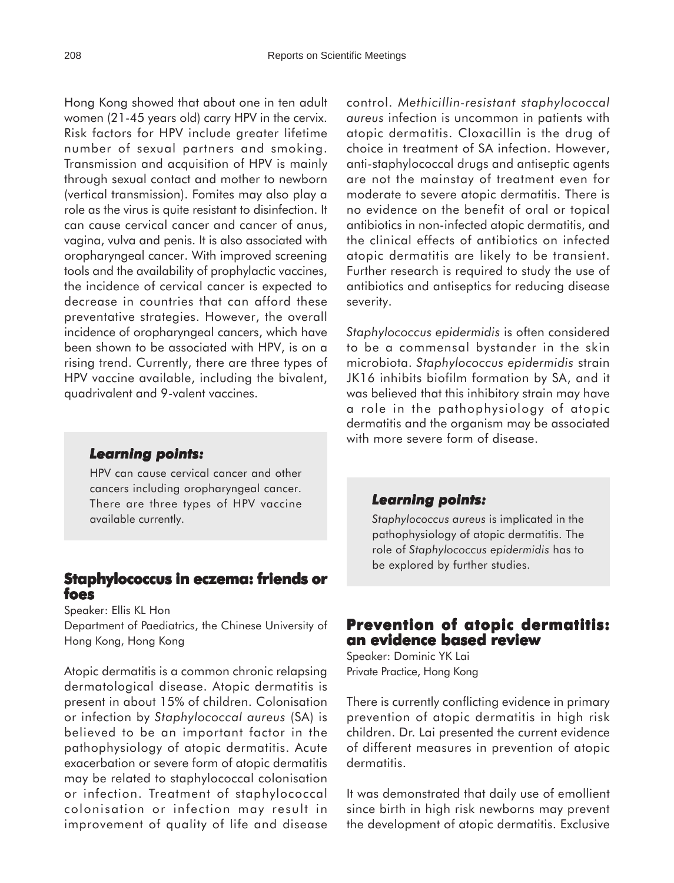Hong Kong showed that about one in ten adult women (21-45 years old) carry HPV in the cervix. Risk factors for HPV include greater lifetime number of sexual partners and smoking. Transmission and acquisition of HPV is mainly through sexual contact and mother to newborn (vertical transmission). Fomites may also play a role as the virus is quite resistant to disinfection. It can cause cervical cancer and cancer of anus, vagina, vulva and penis. It is also associated with oropharyngeal cancer. With improved screening tools and the availability of prophylactic vaccines, the incidence of cervical cancer is expected to decrease in countries that can afford these preventative strategies. However, the overall incidence of oropharyngeal cancers, which have been shown to be associated with HPV, is on a rising trend. Currently, there are three types of HPV vaccine available, including the bivalent, quadrivalent and 9-valent vaccines.

> ***Learning points:***
>
> HPV can cause cervical cancer and other cancers including oropharyngeal cancer. There are three types of HPV vaccine available currently.

## Staphylococcus in eczema: friends or foes

Speaker: Ellis KL Hon
Department of Paediatrics, the Chinese University of Hong Kong, Hong Kong

Atopic dermatitis is a common chronic relapsing dermatological disease. Atopic dermatitis is present in about 15% of children. Colonisation or infection by *Staphylococcal aureus* (SA) is believed to be an important factor in the pathophysiology of atopic dermatitis. Acute exacerbation or severe form of atopic dermatitis may be related to staphylococcal colonisation or infection. Treatment of staphylococcal colonisation or infection may result in improvement of quality of life and disease control. *Methicillin-resistant staphylococcal aureus* infection is uncommon in patients with atopic dermatitis. Cloxacillin is the drug of choice in treatment of SA infection. However, anti-staphylococcal drugs and antiseptic agents are not the mainstay of treatment even for moderate to severe atopic dermatitis. There is no evidence on the benefit of oral or topical antibiotics in non-infected atopic dermatitis, and the clinical effects of antibiotics on infected atopic dermatitis are likely to be transient. Further research is required to study the use of antibiotics and antiseptics for reducing disease severity.

*Staphylococcus epidermidis* is often considered to be a commensal bystander in the skin microbiota. *Staphylococcus epidermidis* strain JK16 inhibits biofilm formation by SA, and it was believed that this inhibitory strain may have a role in the pathophysiology of atopic dermatitis and the organism may be associated with more severe form of disease.

> ***Learning points:***
>
> *Staphylococcus aureus* is implicated in the pathophysiology of atopic dermatitis. The role of *Staphylococcus epidermidis* has to be explored by further studies.

## Prevention of atopic dermatitis: an evidence based review

Speaker: Dominic YK Lai
Private Practice, Hong Kong

There is currently conflicting evidence in primary prevention of atopic dermatitis in high risk children. Dr. Lai presented the current evidence of different measures in prevention of atopic dermatitis.

It was demonstrated that daily use of emollient since birth in high risk newborns may prevent the development of atopic dermatitis. Exclusive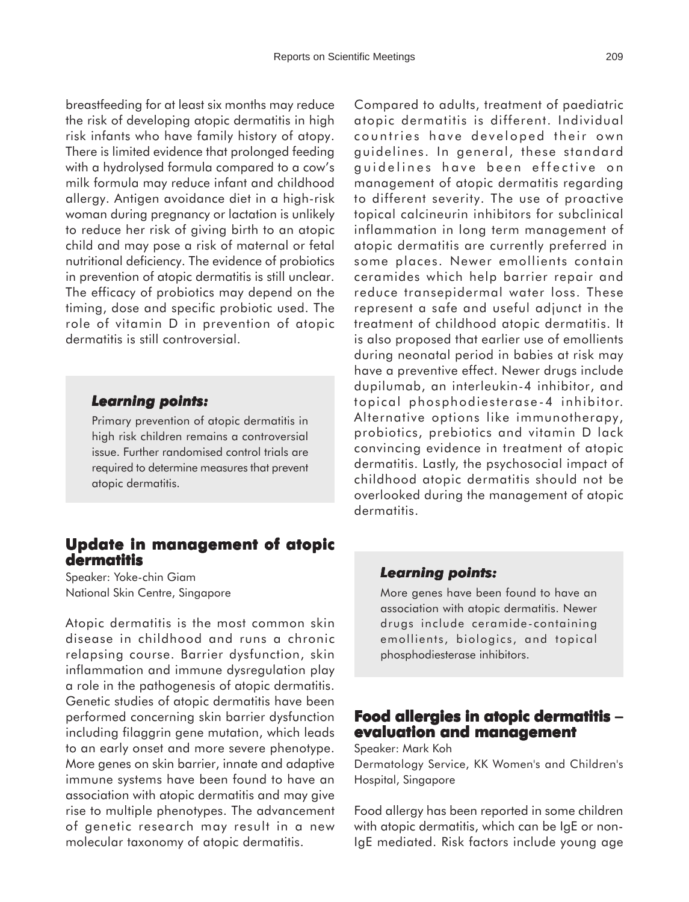breastfeeding for at least six months may reduce the risk of developing atopic dermatitis in high risk infants who have family history of atopy. There is limited evidence that prolonged feeding with a hydrolysed formula compared to a cow's milk formula may reduce infant and childhood allergy. Antigen avoidance diet in a high-risk woman during pregnancy or lactation is unlikely to reduce her risk of giving birth to an atopic child and may pose a risk of maternal or fetal nutritional deficiency. The evidence of probiotics in prevention of atopic dermatitis is still unclear. The efficacy of probiotics may depend on the timing, dose and specific probiotic used. The role of vitamin D in prevention of atopic dermatitis is still controversial.

> ***Learning points:***
>
> Primary prevention of atopic dermatitis in high risk children remains a controversial issue. Further randomised control trials are required to determine measures that prevent atopic dermatitis.

## Update in management of atopic dermatitis

Speaker: Yoke-chin Giam
National Skin Centre, Singapore

Atopic dermatitis is the most common skin disease in childhood and runs a chronic relapsing course. Barrier dysfunction, skin inflammation and immune dysregulation play a role in the pathogenesis of atopic dermatitis. Genetic studies of atopic dermatitis have been performed concerning skin barrier dysfunction including filaggrin gene mutation, which leads to an early onset and more severe phenotype. More genes on skin barrier, innate and adaptive immune systems have been found to have an association with atopic dermatitis and may give rise to multiple phenotypes. The advancement of genetic research may result in a new molecular taxonomy of atopic dermatitis.

Compared to adults, treatment of paediatric atopic dermatitis is different. Individual countries have developed their own guidelines. In general, these standard guidelines have been effective on management of atopic dermatitis regarding to different severity. The use of proactive topical calcineurin inhibitors for subclinical inflammation in long term management of atopic dermatitis are currently preferred in some places. Newer emollients contain ceramides which help barrier repair and reduce transepidermal water loss. These represent a safe and useful adjunct in the treatment of childhood atopic dermatitis. It is also proposed that earlier use of emollients during neonatal period in babies at risk may have a preventive effect. Newer drugs include dupilumab, an interleukin-4 inhibitor, and topical phosphodiesterase-4 inhibitor. Alternative options like immunotherapy, probiotics, prebiotics and vitamin D lack convincing evidence in treatment of atopic dermatitis. Lastly, the psychosocial impact of childhood atopic dermatitis should not be overlooked during the management of atopic dermatitis.

> ***Learning points:***
>
> More genes have been found to have an association with atopic dermatitis. Newer drugs include ceramide-containing emollients, biologics, and topical phosphodiesterase inhibitors.

## Food allergies in atopic dermatitis – evaluation and management

Speaker: Mark Koh
Dermatology Service, KK Women's and Children's Hospital, Singapore

Food allergy has been reported in some children with atopic dermatitis, which can be IgE or non-IgE mediated. Risk factors include young age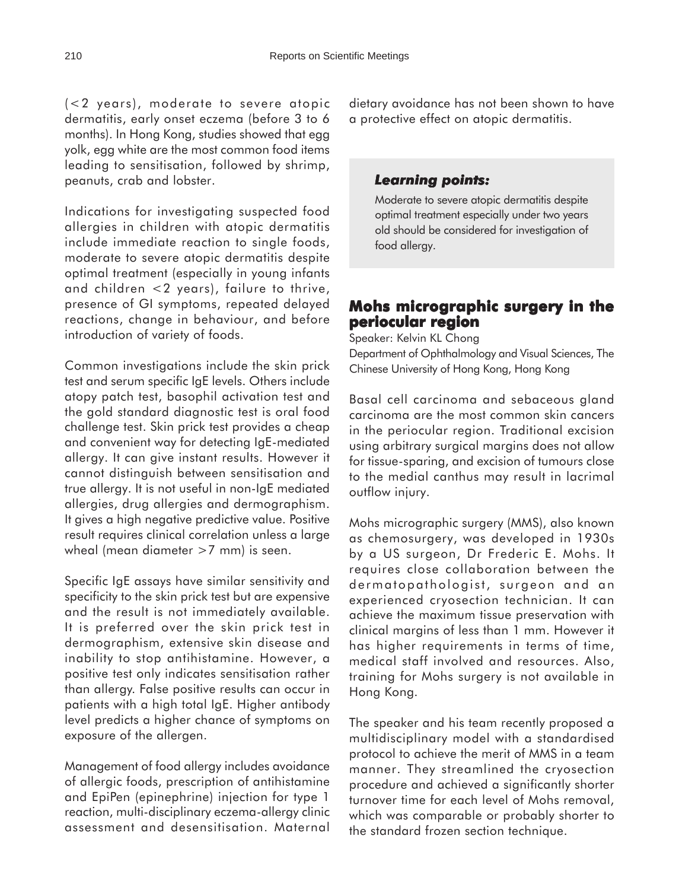(<2 years), moderate to severe atopic dermatitis, early onset eczema (before 3 to 6 months). In Hong Kong, studies showed that egg yolk, egg white are the most common food items leading to sensitisation, followed by shrimp, peanuts, crab and lobster.

Indications for investigating suspected food allergies in children with atopic dermatitis include immediate reaction to single foods, moderate to severe atopic dermatitis despite optimal treatment (especially in young infants and children <2 years), failure to thrive, presence of GI symptoms, repeated delayed reactions, change in behaviour, and before introduction of variety of foods.

Common investigations include the skin prick test and serum specific IgE levels. Others include atopy patch test, basophil activation test and the gold standard diagnostic test is oral food challenge test. Skin prick test provides a cheap and convenient way for detecting IgE-mediated allergy. It can give instant results. However it cannot distinguish between sensitisation and true allergy. It is not useful in non-IgE mediated allergies, drug allergies and dermographism. It gives a high negative predictive value. Positive result requires clinical correlation unless a large wheal (mean diameter >7 mm) is seen.

Specific IgE assays have similar sensitivity and specificity to the skin prick test but are expensive and the result is not immediately available. It is preferred over the skin prick test in dermographism, extensive skin disease and inability to stop antihistamine. However, a positive test only indicates sensitisation rather than allergy. False positive results can occur in patients with a high total IgE. Higher antibody level predicts a higher chance of symptoms on exposure of the allergen.

Management of food allergy includes avoidance of allergic foods, prescription of antihistamine and EpiPen (epinephrine) injection for type 1 reaction, multi-disciplinary eczema-allergy clinic assessment and desensitisation. Maternal dietary avoidance has not been shown to have a protective effect on atopic dermatitis.

***Learning points:***

Moderate to severe atopic dermatitis despite optimal treatment especially under two years old should be considered for investigation of food allergy.

## Mohs micrographic surgery in the periocular region

Speaker: Kelvin KL Chong

Department of Ophthalmology and Visual Sciences, The Chinese University of Hong Kong, Hong Kong

Basal cell carcinoma and sebaceous gland carcinoma are the most common skin cancers in the periocular region. Traditional excision using arbitrary surgical margins does not allow for tissue-sparing, and excision of tumours close to the medial canthus may result in lacrimal outflow injury.

Mohs micrographic surgery (MMS), also known as chemosurgery, was developed in 1930s by a US surgeon, Dr Frederic E. Mohs. It requires close collaboration between the dermatopathologist, surgeon and an experienced cryosection technician. It can achieve the maximum tissue preservation with clinical margins of less than 1 mm. However it has higher requirements in terms of time, medical staff involved and resources. Also, training for Mohs surgery is not available in Hong Kong.

The speaker and his team recently proposed a multidisciplinary model with a standardised protocol to achieve the merit of MMS in a team manner. They streamlined the cryosection procedure and achieved a significantly shorter turnover time for each level of Mohs removal, which was comparable or probably shorter to the standard frozen section technique.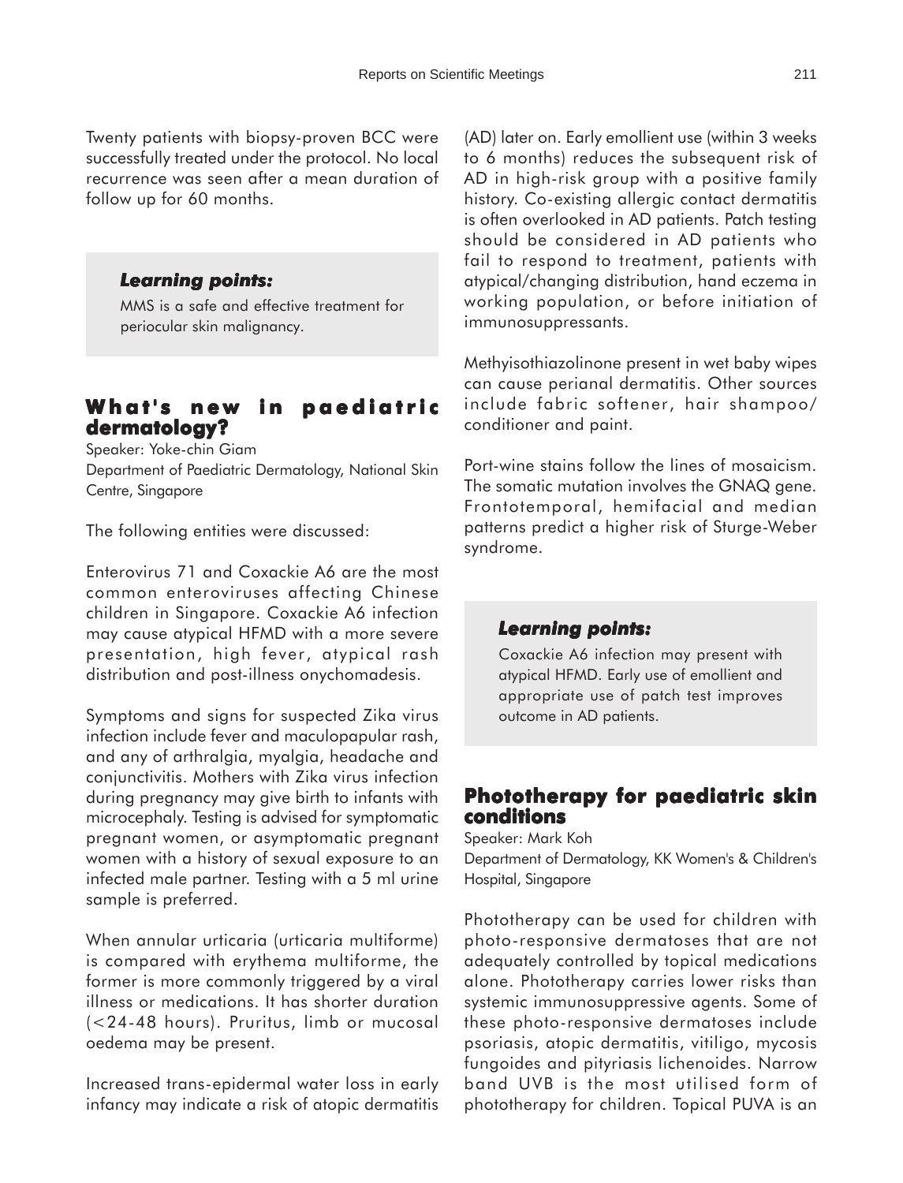Twenty patients with biopsy-proven BCC were successfully treated under the protocol. No local recurrence was seen after a mean duration of follow up for 60 months.

> ***Learning points:***
>
> MMS is a safe and effective treatment for periocular skin malignancy.

## What's new in paediatric dermatology?

Speaker: Yoke-chin Giam

Department of Paediatric Dermatology, National Skin Centre, Singapore

The following entities were discussed:

Enterovirus 71 and Coxackie A6 are the most common enteroviruses affecting Chinese children in Singapore. Coxackie A6 infection may cause atypical HFMD with a more severe presentation, high fever, atypical rash distribution and post-illness onychomadesis.

Symptoms and signs for suspected Zika virus infection include fever and maculopapular rash, and any of arthralgia, myalgia, headache and conjunctivitis. Mothers with Zika virus infection during pregnancy may give birth to infants with microcephaly. Testing is advised for symptomatic pregnant women, or asymptomatic pregnant women with a history of sexual exposure to an infected male partner. Testing with a 5 ml urine sample is preferred.

When annular urticaria (urticaria multiforme) is compared with erythema multiforme, the former is more commonly triggered by a viral illness or medications. It has shorter duration (<24-48 hours). Pruritus, limb or mucosal oedema may be present.

Increased trans-epidermal water loss in early infancy may indicate a risk of atopic dermatitis (AD) later on. Early emollient use (within 3 weeks to 6 months) reduces the subsequent risk of AD in high-risk group with a positive family history. Co-existing allergic contact dermatitis is often overlooked in AD patients. Patch testing should be considered in AD patients who fail to respond to treatment, patients with atypical/changing distribution, hand eczema in working population, or before initiation of immunosuppressants.

Methyisothiazolinone present in wet baby wipes can cause perianal dermatitis. Other sources include fabric softener, hair shampoo/ conditioner and paint.

Port-wine stains follow the lines of mosaicism. The somatic mutation involves the GNAQ gene. Frontotemporal, hemifacial and median patterns predict a higher risk of Sturge-Weber syndrome.

> ***Learning points:***
>
> Coxackie A6 infection may present with atypical HFMD. Early use of emollient and appropriate use of patch test improves outcome in AD patients.

## Phototherapy for paediatric skin conditions

Speaker: Mark Koh

Department of Dermatology, KK Women's & Children's Hospital, Singapore

Phototherapy can be used for children with photo-responsive dermatoses that are not adequately controlled by topical medications alone. Phototherapy carries lower risks than systemic immunosuppressive agents. Some of these photo-responsive dermatoses include psoriasis, atopic dermatitis, vitiligo, mycosis fungoides and pityriasis lichenoides. Narrow band UVB is the most utilised form of phototherapy for children. Topical PUVA is an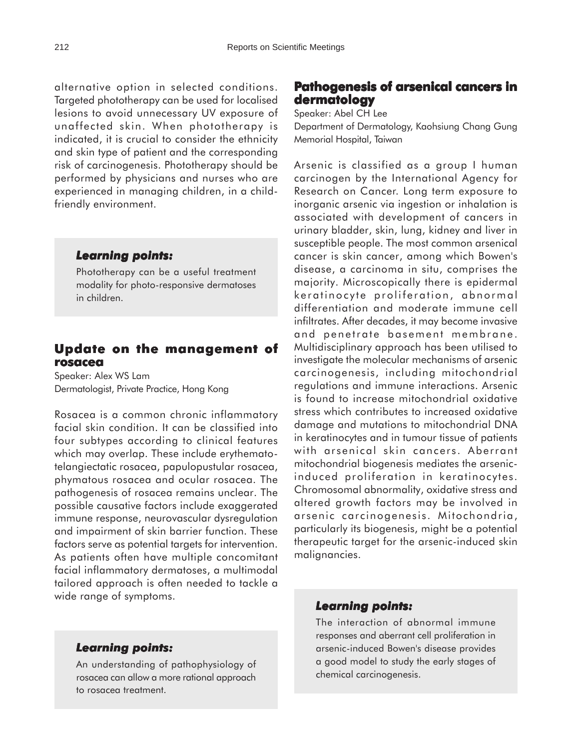alternative option in selected conditions. Targeted phototherapy can be used for localised lesions to avoid unnecessary UV exposure of unaffected skin. When phototherapy is indicated, it is crucial to consider the ethnicity and skin type of patient and the corresponding risk of carcinogenesis. Phototherapy should be performed by physicians and nurses who are experienced in managing children, in a child-friendly environment.

> ***Learning points:***
>
> Phototherapy can be a useful treatment modality for photo-responsive dermatoses in children.

## Update on the management of rosacea

Speaker: Alex WS Lam
Dermatologist, Private Practice, Hong Kong

Rosacea is a common chronic inflammatory facial skin condition. It can be classified into four subtypes according to clinical features which may overlap. These include erythemato-telangiectatic rosacea, papulopustular rosacea, phymatous rosacea and ocular rosacea. The pathogenesis of rosacea remains unclear. The possible causative factors include exaggerated immune response, neurovascular dysregulation and impairment of skin barrier function. These factors serve as potential targets for intervention. As patients often have multiple concomitant facial inflammatory dermatoses, a multimodal tailored approach is often needed to tackle a wide range of symptoms.

> ***Learning points:***
>
> An understanding of pathophysiology of rosacea can allow a more rational approach to rosacea treatment.

## Pathogenesis of arsenical cancers in dermatology

Speaker: Abel CH Lee
Department of Dermatology, Kaohsiung Chang Gung Memorial Hospital, Taiwan

Arsenic is classified as a group I human carcinogen by the International Agency for Research on Cancer. Long term exposure to inorganic arsenic via ingestion or inhalation is associated with development of cancers in urinary bladder, skin, lung, kidney and liver in susceptible people. The most common arsenical cancer is skin cancer, among which Bowen's disease, a carcinoma in situ, comprises the majority. Microscopically there is epidermal keratinocyte proliferation, abnormal differentiation and moderate immune cell infiltrates. After decades, it may become invasive and penetrate basement membrane. Multidisciplinary approach has been utilised to investigate the molecular mechanisms of arsenic carcinogenesis, including mitochondrial regulations and immune interactions. Arsenic is found to increase mitochondrial oxidative stress which contributes to increased oxidative damage and mutations to mitochondrial DNA in keratinocytes and in tumour tissue of patients with arsenical skin cancers. Aberrant mitochondrial biogenesis mediates the arsenic-induced proliferation in keratinocytes. Chromosomal abnormality, oxidative stress and altered growth factors may be involved in arsenic carcinogenesis. Mitochondria, particularly its biogenesis, might be a potential therapeutic target for the arsenic-induced skin malignancies.

> ***Learning points:***
>
> The interaction of abnormal immune responses and aberrant cell proliferation in arsenic-induced Bowen's disease provides a good model to study the early stages of chemical carcinogenesis.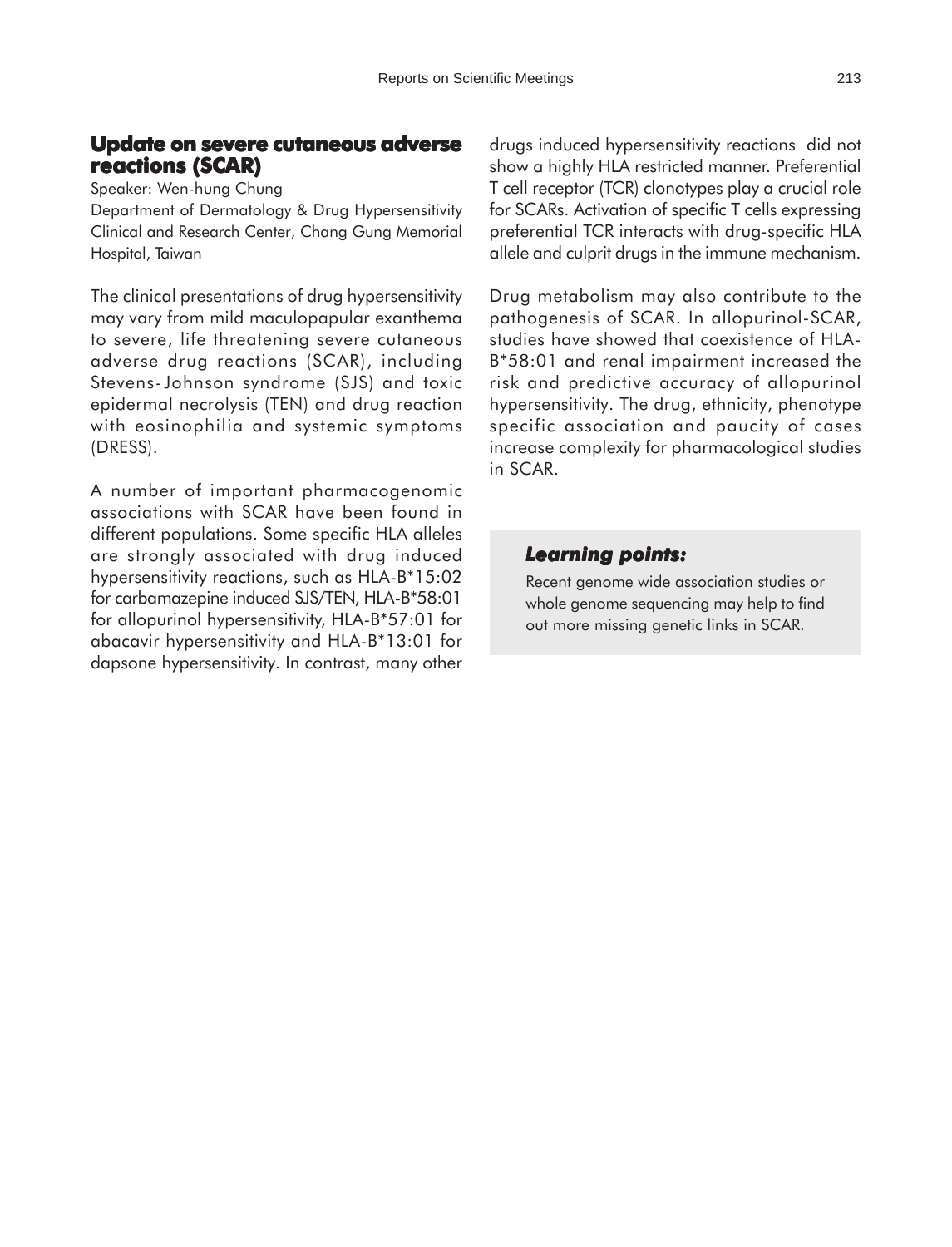## Update on severe cutaneous adverse reactions (SCAR)

Speaker: Wen-hung Chung

Department of Dermatology & Drug Hypersensitivity Clinical and Research Center, Chang Gung Memorial Hospital, Taiwan

The clinical presentations of drug hypersensitivity may vary from mild maculopapular exanthema to severe, life threatening severe cutaneous adverse drug reactions (SCAR), including Stevens-Johnson syndrome (SJS) and toxic epidermal necrolysis (TEN) and drug reaction with eosinophilia and systemic symptoms (DRESS).

A number of important pharmacogenomic associations with SCAR have been found in different populations. Some specific HLA alleles are strongly associated with drug induced hypersensitivity reactions, such as HLA-B*15:02 for carbamazepine induced SJS/TEN, HLA-B*58:01 for allopurinol hypersensitivity, HLA-B*57:01 for abacavir hypersensitivity and HLA-B*13:01 for dapsone hypersensitivity. In contrast, many other drugs induced hypersensitivity reactions did not show a highly HLA restricted manner. Preferential T cell receptor (TCR) clonotypes play a crucial role for SCARs. Activation of specific T cells expressing preferential TCR interacts with drug-specific HLA allele and culprit drugs in the immune mechanism.

Drug metabolism may also contribute to the pathogenesis of SCAR. In allopurinol-SCAR, studies have showed that coexistence of HLA-B*58:01 and renal impairment increased the risk and predictive accuracy of allopurinol hypersensitivity. The drug, ethnicity, phenotype specific association and paucity of cases increase complexity for pharmacological studies in SCAR.

### *Learning points:*

Recent genome wide association studies or whole genome sequencing may help to find out more missing genetic links in SCAR.